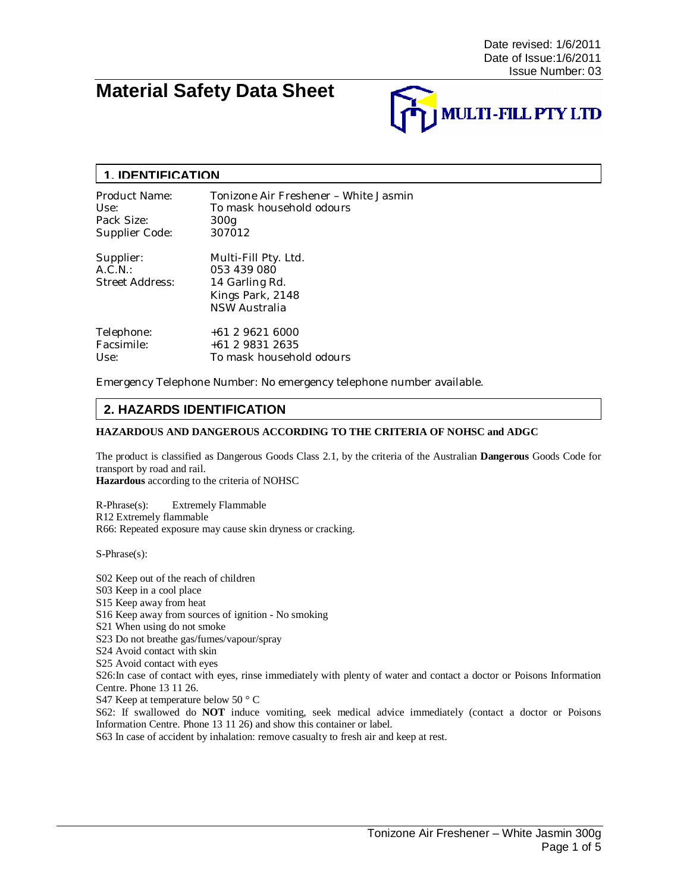Date revised: 1/6/2011
Date of Issue:1/6/2011
Issue Number: 03

# Material Safety Data Sheet

MULTI-FILL PTY LTD

## 1. IDENTIFICATION

| | |
|---|---|
| Product Name: | Tonizone Air Freshener – White Jasmin |
| Use: | To mask household odours |
| Pack Size: | 300g |
| Supplier Code: | 307012 |

| | |
|---|---|
| Supplier: | Multi-Fill Pty. Ltd. |
| A.C.N.: | 053 439 080 |
| Street Address: | 14 Garling Rd.<br>Kings Park, 2148<br>NSW Australia |

| | |
|---|---|
| Telephone: | +61 2 9621 6000 |
| Facsimile: | +61 2 9831 2635 |
| Use: | To mask household odours |

Emergency Telephone Number: No emergency telephone number available.

## 2. HAZARDS IDENTIFICATION

**HAZARDOUS AND DANGEROUS ACCORDING TO THE CRITERIA OF NOHSC and ADGC**

The product is classified as Dangerous Goods Class 2.1, by the criteria of the Australian **Dangerous** Goods Code for transport by road and rail.
**Hazardous** according to the criteria of NOHSC

R-Phrase(s): Extremely Flammable
R12 Extremely flammable
R66: Repeated exposure may cause skin dryness or cracking.

S-Phrase(s):

S02 Keep out of the reach of children
S03 Keep in a cool place
S15 Keep away from heat
S16 Keep away from sources of ignition - No smoking
S21 When using do not smoke
S23 Do not breathe gas/fumes/vapour/spray
S24 Avoid contact with skin
S25 Avoid contact with eyes
S26:In case of contact with eyes, rinse immediately with plenty of water and contact a doctor or Poisons Information Centre. Phone 13 11 26.
S47 Keep at temperature below 50 ° C
S62: If swallowed do **NOT** induce vomiting, seek medical advice immediately (contact a doctor or Poisons Information Centre. Phone 13 11 26) and show this container or label.
S63 In case of accident by inhalation: remove casualty to fresh air and keep at rest.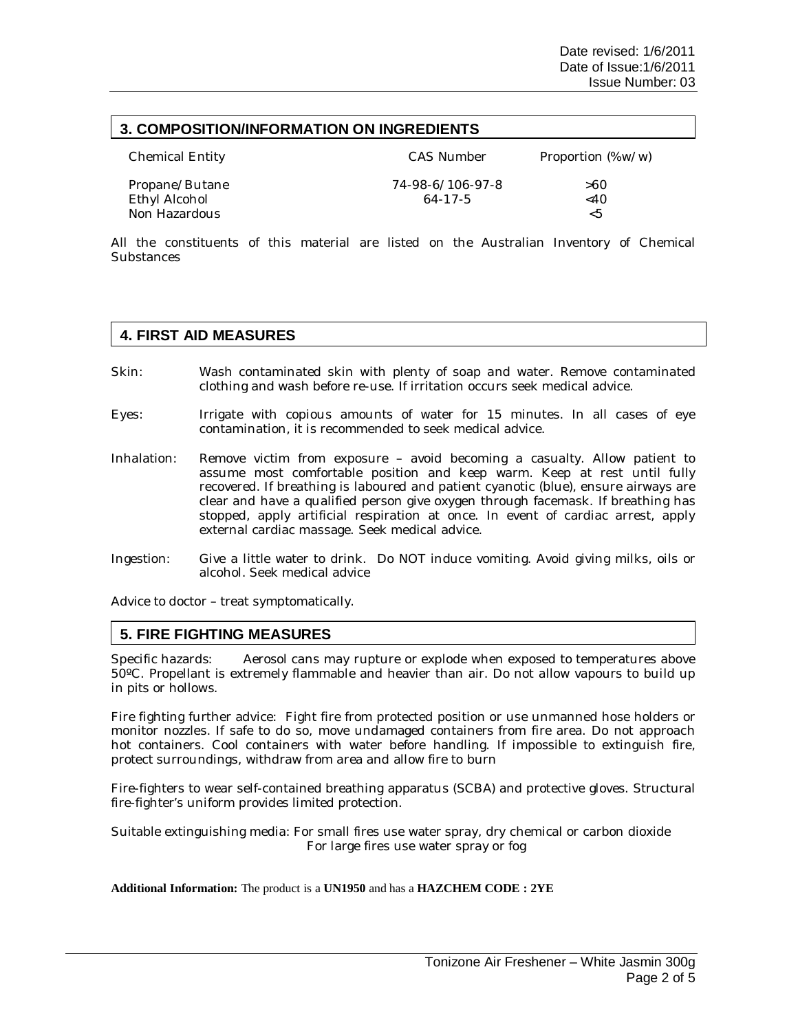## 3. COMPOSITION/INFORMATION ON INGREDIENTS

| Chemical Entity | CAS Number | Proportion (%w/w) |
|---|---|---|
| Propane/Butane | 74-98-6/106-97-8 | >60 |
| Ethyl Alcohol | 64-17-5 | <40 |
| Non Hazardous | | <5 |

All the constituents of this material are listed on the Australian Inventory of Chemical Substances

## 4. FIRST AID MEASURES

Skin: Wash contaminated skin with plenty of soap and water. Remove contaminated clothing and wash before re-use. If irritation occurs seek medical advice.

Eyes: Irrigate with copious amounts of water for 15 minutes. In all cases of eye contamination, it is recommended to seek medical advice.

Inhalation: Remove victim from exposure – avoid becoming a casualty. Allow patient to assume most comfortable position and keep warm. Keep at rest until fully recovered. If breathing is laboured and patient cyanotic (blue), ensure airways are clear and have a qualified person give oxygen through facemask. If breathing has stopped, apply artificial respiration at once. In event of cardiac arrest, apply external cardiac massage. Seek medical advice.

Ingestion: Give a little water to drink. Do NOT induce vomiting. Avoid giving milks, oils or alcohol. Seek medical advice

Advice to doctor – treat symptomatically.

## 5. FIRE FIGHTING MEASURES

Specific hazards: Aerosol cans may rupture or explode when exposed to temperatures above 50ºC. Propellant is extremely flammable and heavier than air. Do not allow vapours to build up in pits or hollows.

Fire fighting further advice: Fight fire from protected position or use unmanned hose holders or monitor nozzles. If safe to do so, move undamaged containers from fire area. Do not approach hot containers. Cool containers with water before handling. If impossible to extinguish fire, protect surroundings, withdraw from area and allow fire to burn

Fire-fighters to wear self-contained breathing apparatus (SCBA) and protective gloves. Structural fire-fighter's uniform provides limited protection.

Suitable extinguishing media: For small fires use water spray, dry chemical or carbon dioxide
For large fires use water spray or fog

**Additional Information:** The product is a **UN1950** and has a **HAZCHEM CODE : 2YE**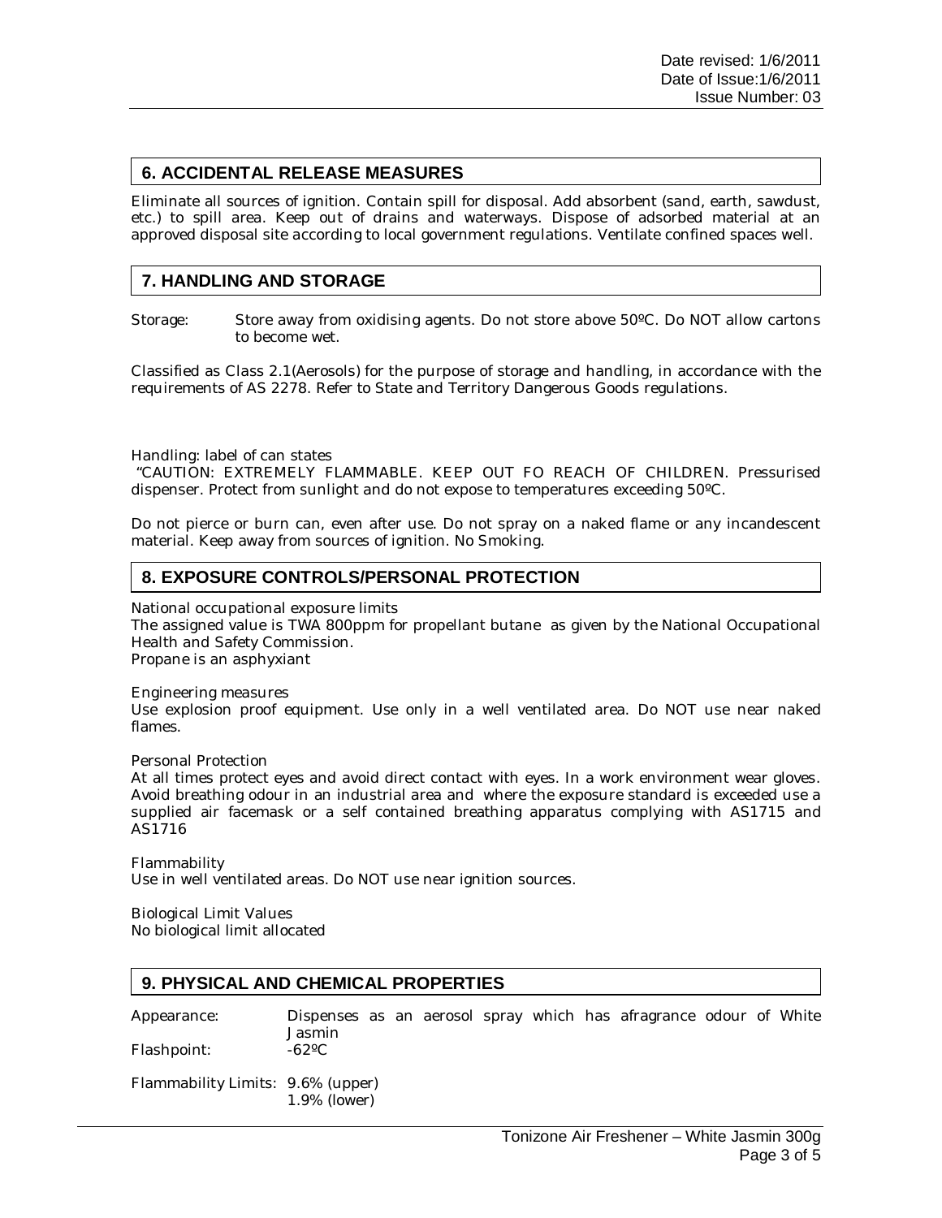## 6. ACCIDENTAL RELEASE MEASURES

Eliminate all sources of ignition. Contain spill for disposal. Add absorbent (sand, earth, sawdust, etc.) to spill area. Keep out of drains and waterways. Dispose of adsorbed material at an approved disposal site according to local government regulations. Ventilate confined spaces well.

## 7. HANDLING AND STORAGE

Storage: Store away from oxidising agents. Do not store above 50ºC. Do NOT allow cartons to become wet.

Classified as Class 2.1(Aerosols) for the purpose of storage and handling, in accordance with the requirements of AS 2278. Refer to State and Territory Dangerous Goods regulations.

Handling: label of can states

"CAUTION: EXTREMELY FLAMMABLE. KEEP OUT FO REACH OF CHILDREN. Pressurised dispenser. Protect from sunlight and do not expose to temperatures exceeding 50ºC.

Do not pierce or burn can, even after use. Do not spray on a naked flame or any incandescent material. Keep away from sources of ignition. No Smoking.

## 8. EXPOSURE CONTROLS/PERSONAL PROTECTION

National occupational exposure limits
The assigned value is TWA 800ppm for propellant butane as given by the National Occupational Health and Safety Commission.
Propane is an asphyxiant

Engineering measures
Use explosion proof equipment. Use only in a well ventilated area. Do NOT use near naked flames.

Personal Protection
At all times protect eyes and avoid direct contact with eyes. In a work environment wear gloves. Avoid breathing odour in an industrial area and where the exposure standard is exceeded use a supplied air facemask or a self contained breathing apparatus complying with AS1715 and AS1716

Flammability
Use in well ventilated areas. Do NOT use near ignition sources.

Biological Limit Values
No biological limit allocated

## 9. PHYSICAL AND CHEMICAL PROPERTIES

Appearance: Dispenses as an aerosol spray which has afragrance odour of White Jasmin

Flashpoint: -62ºC

Flammability Limits: 9.6% (upper)
1.9% (lower)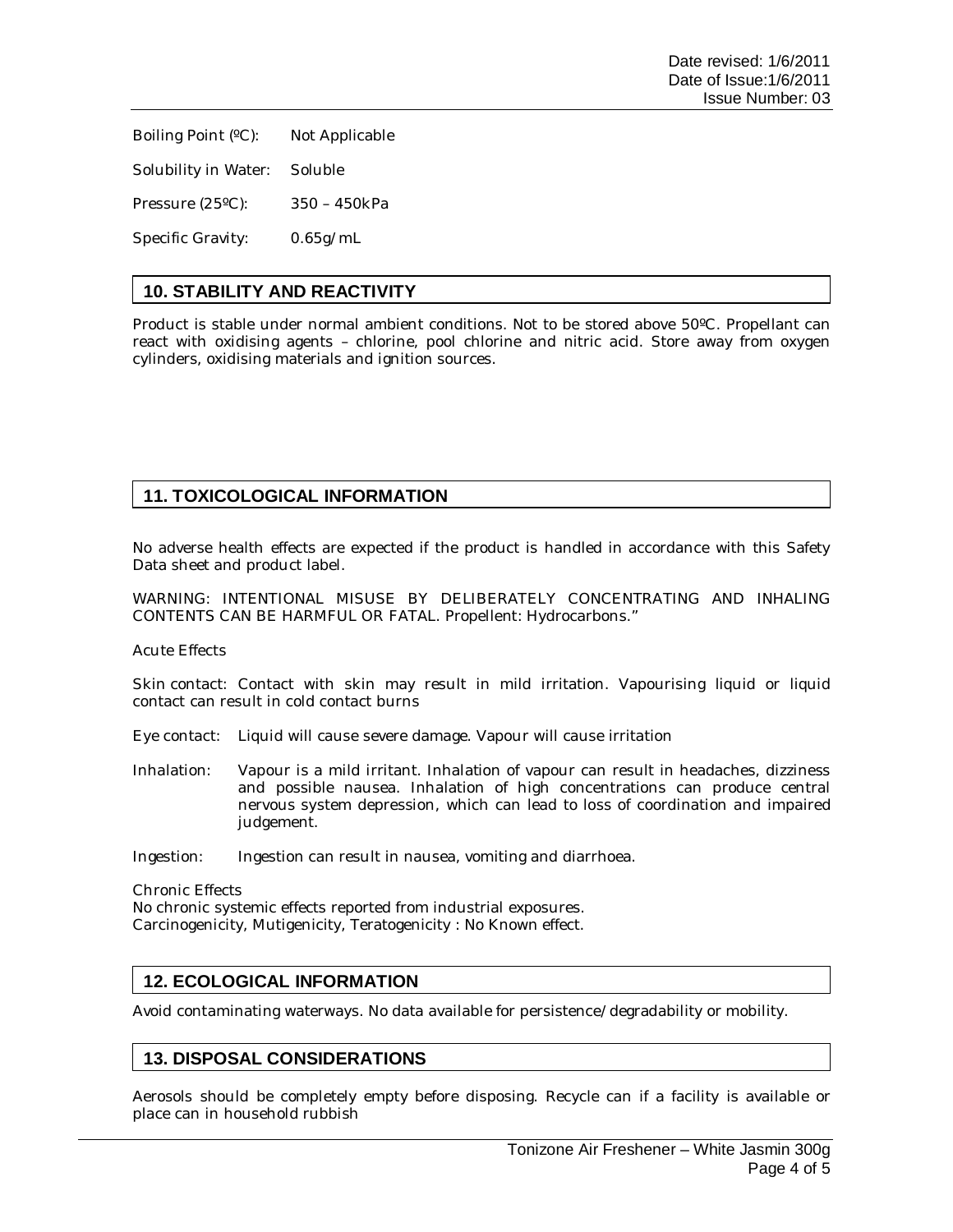Boiling Point (ºC): Not Applicable

Solubility in Water: Soluble

Pressure (25ºC): 350 – 450kPa

Specific Gravity: 0.65g/mL

## 10. STABILITY AND REACTIVITY

Product is stable under normal ambient conditions. Not to be stored above 50ºC. Propellant can react with oxidising agents – chlorine, pool chlorine and nitric acid. Store away from oxygen cylinders, oxidising materials and ignition sources.

## 11. TOXICOLOGICAL INFORMATION

No adverse health effects are expected if the product is handled in accordance with this Safety Data sheet and product label.

WARNING: INTENTIONAL MISUSE BY DELIBERATELY CONCENTRATING AND INHALING CONTENTS CAN BE HARMFUL OR FATAL. Propellent: Hydrocarbons."

Acute Effects

Skin contact: Contact with skin may result in mild irritation. Vapourising liquid or liquid contact can result in cold contact burns

Eye contact: Liquid will cause severe damage. Vapour will cause irritation

Inhalation: Vapour is a mild irritant. Inhalation of vapour can result in headaches, dizziness and possible nausea. Inhalation of high concentrations can produce central nervous system depression, which can lead to loss of coordination and impaired judgement.

Ingestion: Ingestion can result in nausea, vomiting and diarrhoea.

Chronic Effects
No chronic systemic effects reported from industrial exposures.
Carcinogenicity, Mutigenicity, Teratogenicity : No Known effect.

## 12. ECOLOGICAL INFORMATION

Avoid contaminating waterways. No data available for persistence/degradability or mobility.

## 13. DISPOSAL CONSIDERATIONS

Aerosols should be completely empty before disposing. Recycle can if a facility is available or place can in household rubbish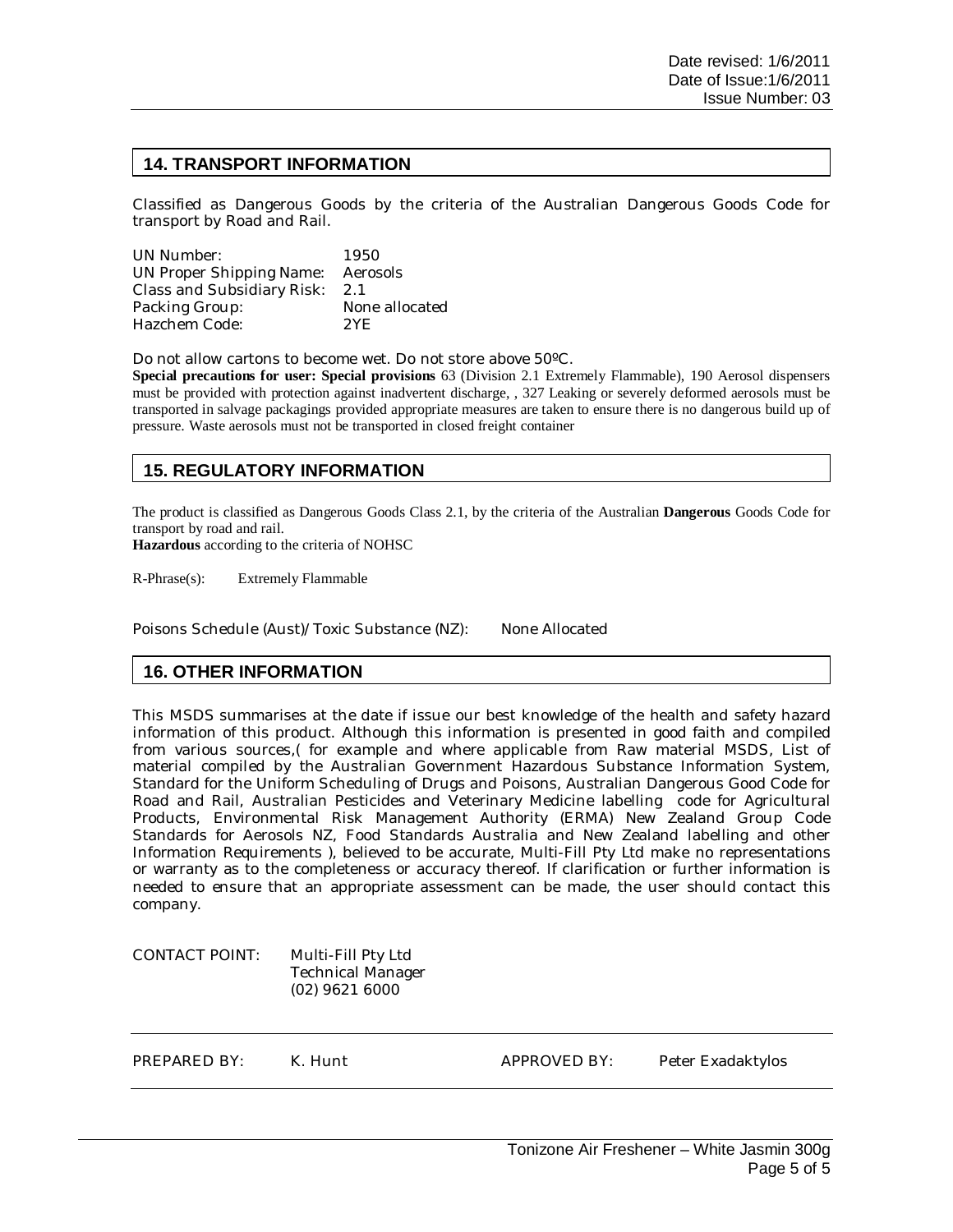## 14. TRANSPORT INFORMATION

Classified as Dangerous Goods by the criteria of the Australian Dangerous Goods Code for transport by Road and Rail.

| | |
|---|---|
| UN Number: | 1950 |
| UN Proper Shipping Name: | Aerosols |
| Class and Subsidiary Risk: | 2.1 |
| Packing Group: | None allocated |
| Hazchem Code: | 2YE |

Do not allow cartons to become wet. Do not store above 50ºC.

**Special precautions for user: Special provisions** 63 (Division 2.1 Extremely Flammable), 190 Aerosol dispensers must be provided with protection against inadvertent discharge, , 327 Leaking or severely deformed aerosols must be transported in salvage packagings provided appropriate measures are taken to ensure there is no dangerous build up of pressure. Waste aerosols must not be transported in closed freight container

## 15. REGULATORY INFORMATION

The product is classified as Dangerous Goods Class 2.1, by the criteria of the Australian **Dangerous** Goods Code for transport by road and rail.
**Hazardous** according to the criteria of NOHSC

R-Phrase(s): Extremely Flammable

Poisons Schedule (Aust)/Toxic Substance (NZ): None Allocated

## 16. OTHER INFORMATION

This MSDS summarises at the date if issue our best knowledge of the health and safety hazard information of this product. Although this information is presented in good faith and compiled from various sources,( for example and where applicable from Raw material MSDS, List of material compiled by the Australian Government Hazardous Substance Information System, Standard for the Uniform Scheduling of Drugs and Poisons, Australian Dangerous Good Code for Road and Rail, Australian Pesticides and Veterinary Medicine labelling code for Agricultural Products, Environmental Risk Management Authority (ERMA) New Zealand Group Code Standards for Aerosols NZ, Food Standards Australia and New Zealand labelling and other Information Requirements ), believed to be accurate, Multi-Fill Pty Ltd make no representations or warranty as to the completeness or accuracy thereof. If clarification or further information is needed to ensure that an appropriate assessment can be made, the user should contact this company.

CONTACT POINT: Multi-Fill Pty Ltd
Technical Manager
(02) 9621 6000

| | | | |
|---|---|---|---|
| PREPARED BY: | K. Hunt | APPROVED BY: | Peter Exadaktylos |